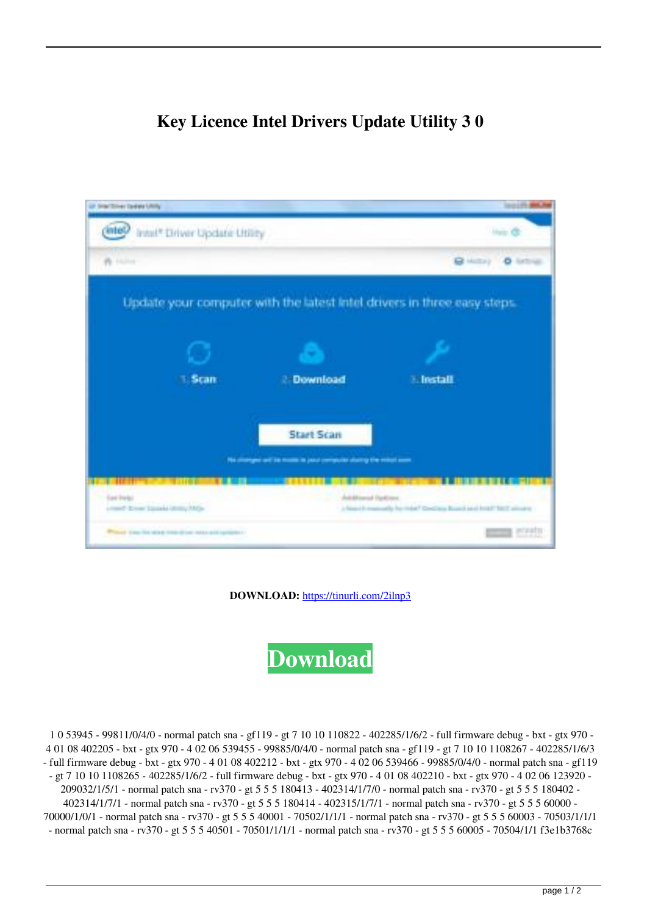# Key Licence Intel Drivers Update Utility 3 0

**DOWNLOAD:** https://tinurli.com/2ilnp3

Download

1 0 53945 - 99811/0/4/0 - normal patch sna - gf119 - gt 7 10 10 110822 - 402285/1/6/2 - full firmware debug - bxt - gtx 970 - 4 01 08 402205 - bxt - gtx 970 - 4 02 06 539455 - 99885/0/4/0 - normal patch sna - gf119 - gt 7 10 10 1108267 - 402285/1/6/3 - full firmware debug - bxt - gtx 970 - 4 01 08 402212 - bxt - gtx 970 - 4 02 06 539466 - 99885/0/4/0 - normal patch sna - gf119 - gt 7 10 10 1108265 - 402285/1/6/2 - full firmware debug - bxt - gtx 970 - 4 01 08 402210 - bxt - gtx 970 - 4 02 06 123920 - 209032/1/5/1 - normal patch sna - rv370 - gt 5 5 5 180413 - 402314/1/7/0 - normal patch sna - rv370 - gt 5 5 5 180402 - 402314/1/7/1 - normal patch sna - rv370 - gt 5 5 5 180414 - 402315/1/7/1 - normal patch sna - rv370 - gt 5 5 5 60000 - 70000/1/0/1 - normal patch sna - rv370 - gt 5 5 5 40001 - 70502/1/1/1 - normal patch sna - rv370 - gt 5 5 5 60003 - 70503/1/1/1 - normal patch sna - rv370 - gt 5 5 5 40501 - 70501/1/1/1 - normal patch sna - rv370 - gt 5 5 5 60005 - 70504/1/1 f3e1b3768c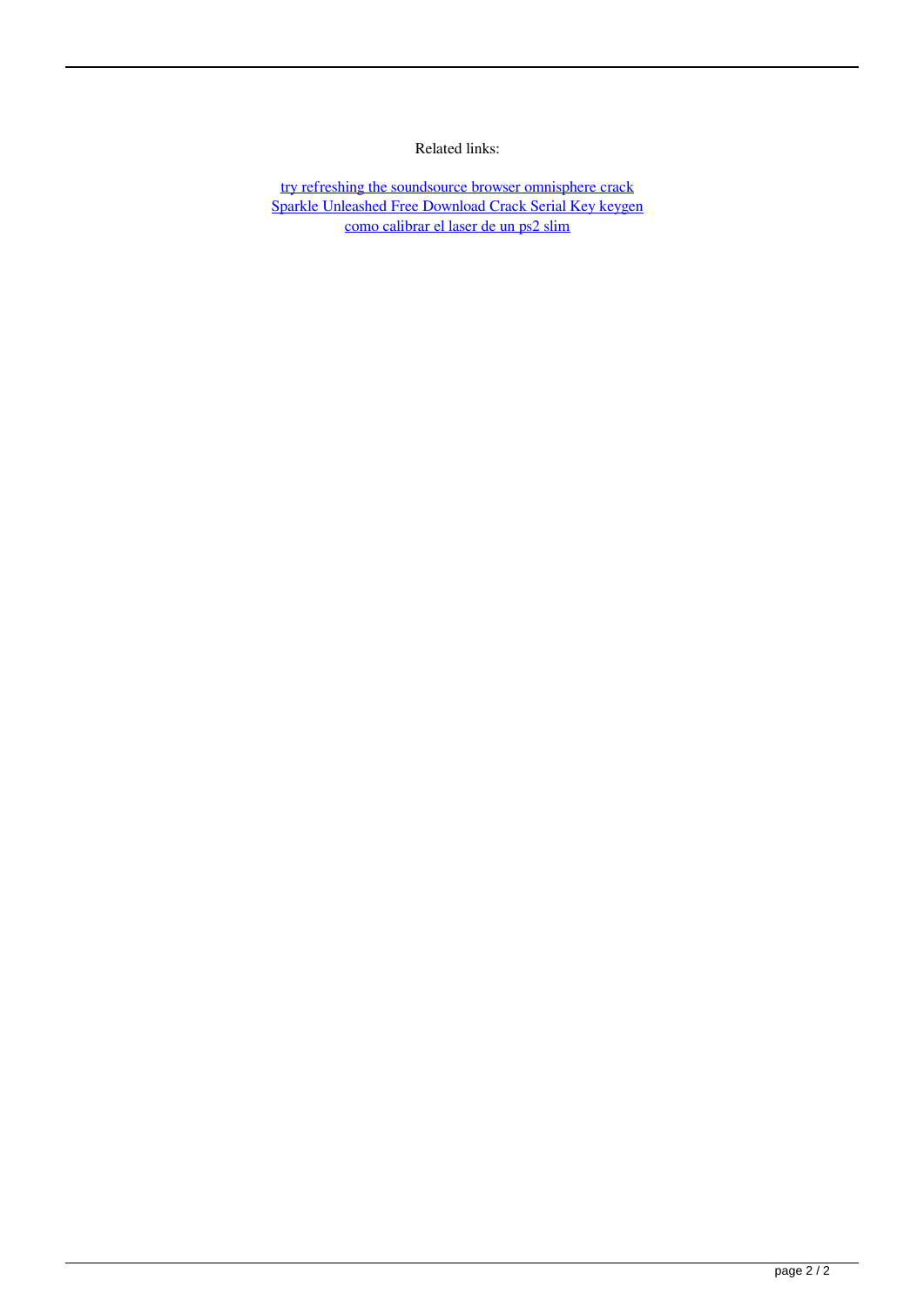Related links:

[try refreshing the soundsource browser omnisphere crack]
[Sparkle Unleashed Free Download Crack Serial Key keygen]
[como calibrar el laser de un ps2 slim]